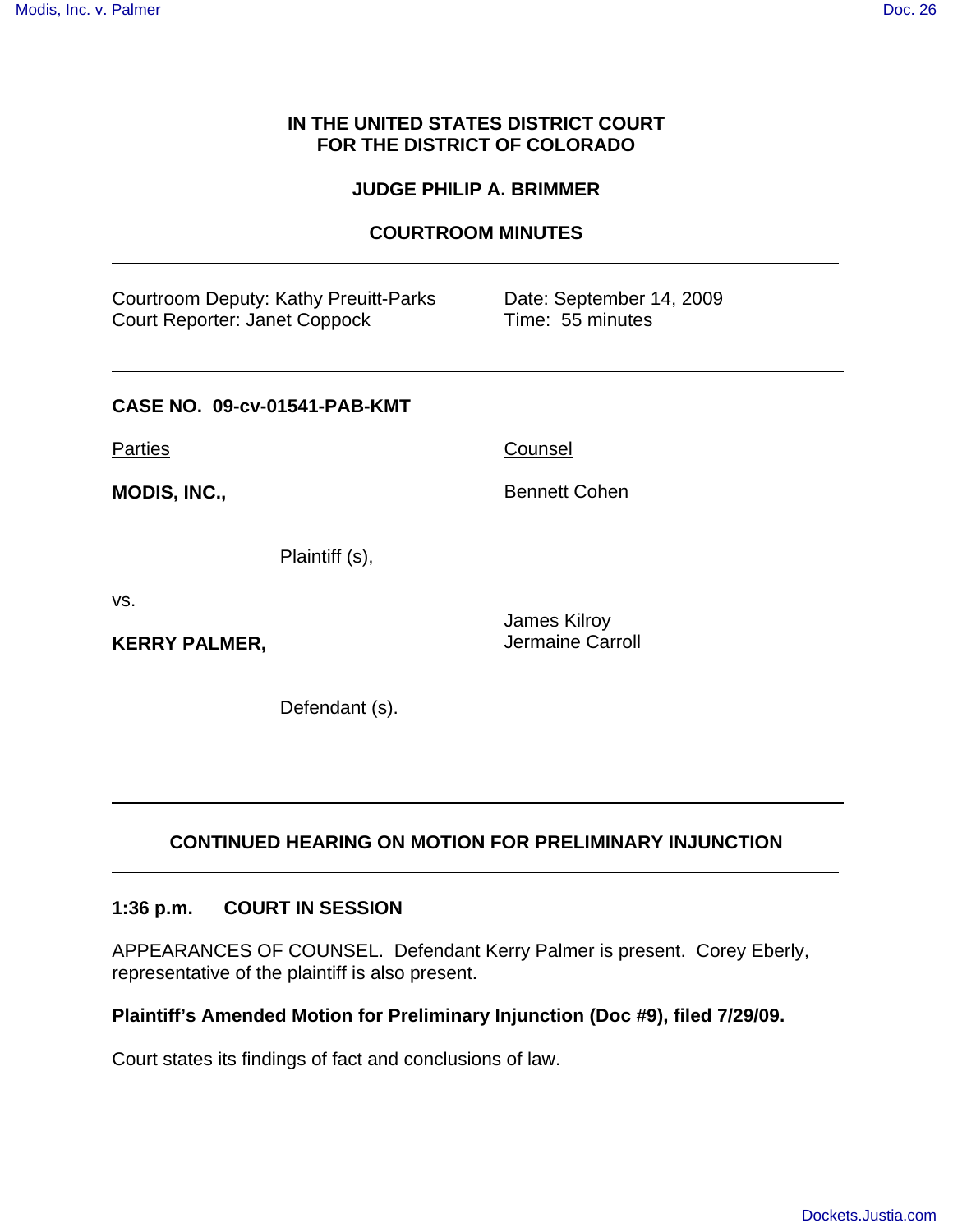**IN THE UNITED STATES DISTRICT COURT**
**FOR THE DISTRICT OF COLORADO**

**JUDGE PHILIP A. BRIMMER**

**COURTROOM MINUTES**

---

| | |
|---|---|
| Courtroom Deputy: Kathy Preuitt-Parks | Date: September 14, 2009 |
| Court Reporter: Janet Coppock | Time: 55 minutes |

---

**CASE NO. 09-cv-01541-PAB-KMT**

| Parties | Counsel |
|---|---|
| **MODIS, INC.,** | Bennett Cohen |
| Plaintiff (s), | |
| vs. | |
| **KERRY PALMER,** | James Kilroy<br>Jermaine Carroll |
| Defendant (s). | |

---

**CONTINUED HEARING ON MOTION FOR PRELIMINARY INJUNCTION**

---

**1:36 p.m. COURT IN SESSION**

APPEARANCES OF COUNSEL. Defendant Kerry Palmer is present. Corey Eberly, representative of the plaintiff is also present.

**Plaintiff's Amended Motion for Preliminary Injunction (Doc #9), filed 7/29/09.**

Court states its findings of fact and conclusions of law.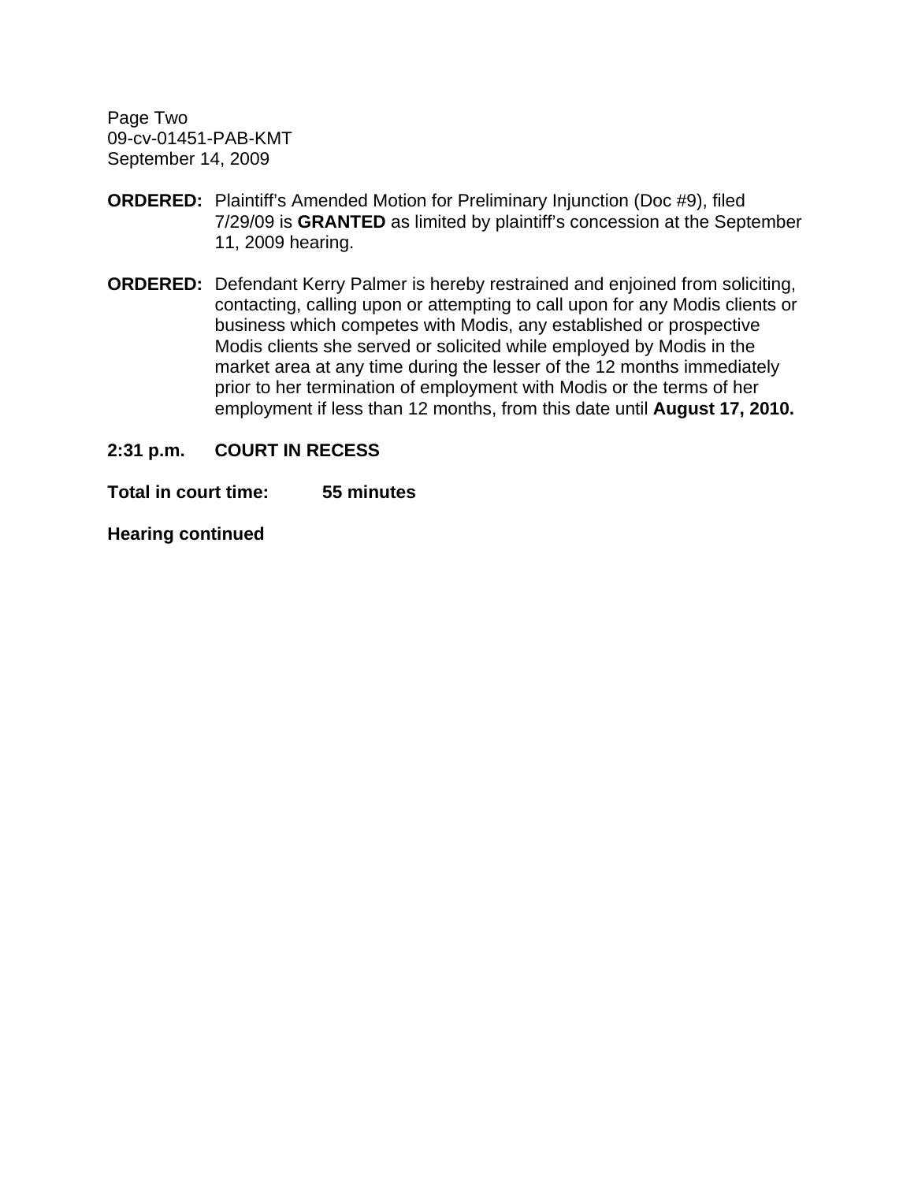Page Two
09-cv-01451-PAB-KMT
September 14, 2009

**ORDERED:** Plaintiff's Amended Motion for Preliminary Injunction (Doc #9), filed 7/29/09 is **GRANTED** as limited by plaintiff's concession at the September 11, 2009 hearing.

**ORDERED:** Defendant Kerry Palmer is hereby restrained and enjoined from soliciting, contacting, calling upon or attempting to call upon for any Modis clients or business which competes with Modis, any established or prospective Modis clients she served or solicited while employed by Modis in the market area at any time during the lesser of the 12 months immediately prior to her termination of employment with Modis or the terms of her employment if less than 12 months, from this date until **August 17, 2010.**

**2:31 p.m. COURT IN RECESS**

**Total in court time: 55 minutes**

**Hearing continued**